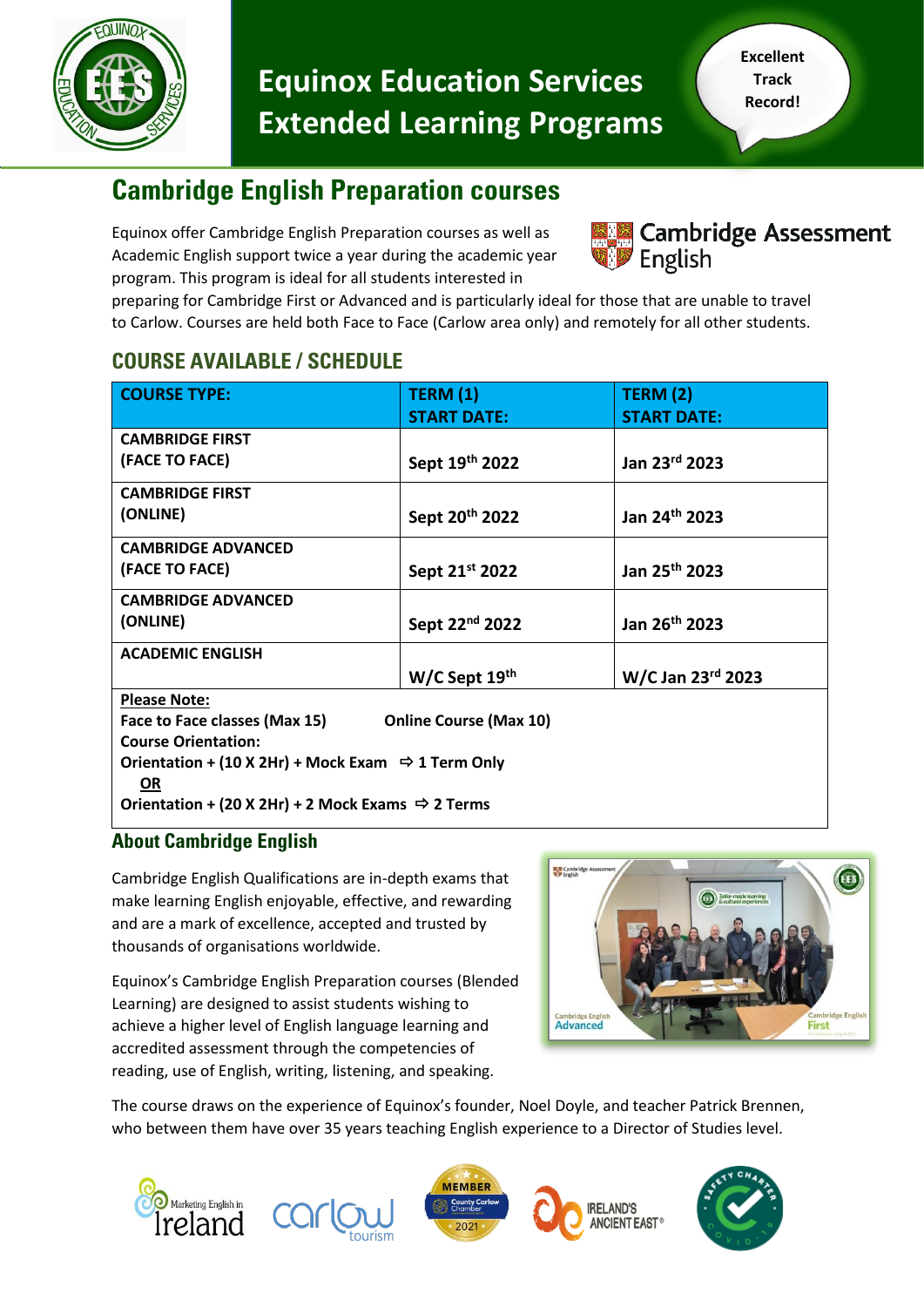# Equinox Education Services Extended Learning Programs

Excellent Track Record!

## Cambridge English Preparation courses

Cambridge Assessment English

Equinox offer Cambridge English Preparation courses as well as Academic English support twice a year during the academic year program. This program is ideal for all students interested in preparing for Cambridge First or Advanced and is particularly ideal for those that are unable to travel to Carlow. Courses are held both Face to Face (Carlow area only) and remotely for all other students.

## COURSE AVAILABLE / SCHEDULE

| COURSE TYPE: | TERM (1) START DATE: | TERM (2) START DATE: |
|---|---|---|
| CAMBRIDGE FIRST (FACE TO FACE) | Sept 19th 2022 | Jan 23rd 2023 |
| CAMBRIDGE FIRST (ONLINE) | Sept 20th 2022 | Jan 24th 2023 |
| CAMBRIDGE ADVANCED (FACE TO FACE) | Sept 21st 2022 | Jan 25th 2023 |
| CAMBRIDGE ADVANCED (ONLINE) | Sept 22nd 2022 | Jan 26th 2023 |
| ACADEMIC ENGLISH | W/C Sept 19th | W/C Jan 23rd 2023 |

**Please Note:**

**Face to Face classes (Max 15)** **Online Course (Max 10)**

**Course Orientation:**

**Orientation + (10 X 2Hr) + Mock Exam ⇨ 1 Term Only**

**OR**

**Orientation + (20 X 2Hr) + 2 Mock Exams ⇨ 2 Terms**

## About Cambridge English

Cambridge English Qualifications are in-depth exams that make learning English enjoyable, effective, and rewarding and are a mark of excellence, accepted and trusted by thousands of organisations worldwide.

Equinox's Cambridge English Preparation courses (Blended Learning) are designed to assist students wishing to achieve a higher level of English language learning and accredited assessment through the competencies of reading, use of English, writing, listening, and speaking.

The course draws on the experience of Equinox's founder, Noel Doyle, and teacher Patrick Brennen, who between them have over 35 years teaching English experience to a Director of Studies level.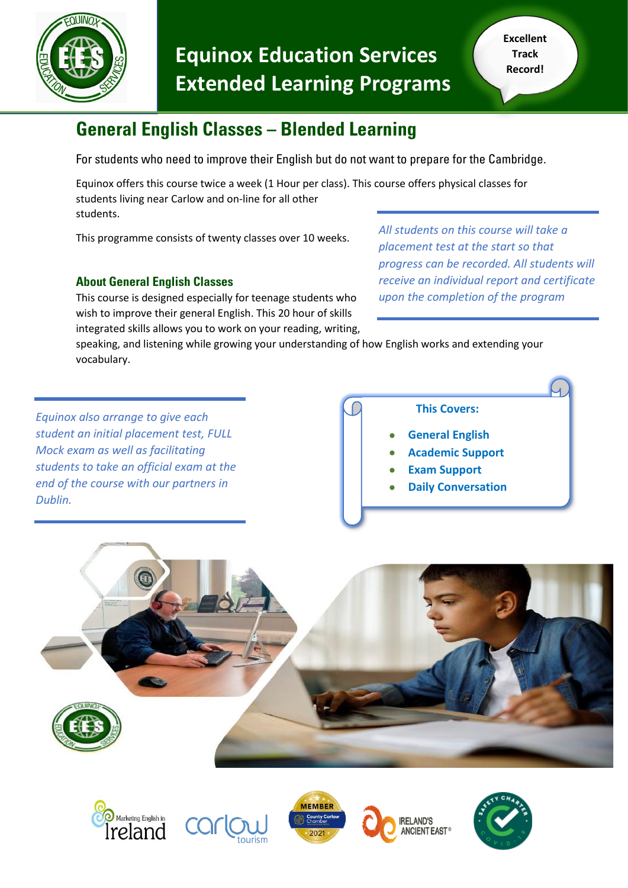# Equinox Education Services Extended Learning Programs

**Excellent Track Record!**

## General English Classes – Blended Learning

For students who need to improve their English but do not want to prepare for the Cambridge.

Equinox offers this course twice a week (1 Hour per class). This course offers physical classes for students living near Carlow and on-line for all other students.

This programme consists of twenty classes over 10 weeks.

*All students on this course will take a placement test at the start so that progress can be recorded. All students will receive an individual report and certificate upon the completion of the program*

### About General English Classes

This course is designed especially for teenage students who wish to improve their general English. This 20 hour of skills integrated skills allows you to work on your reading, writing, speaking, and listening while growing your understanding of how English works and extending your vocabulary.

*Equinox also arrange to give each student an initial placement test, FULL Mock exam as well as facilitating students to take an official exam at the end of the course with our partners in Dublin.*

**This Covers:**

- **General English**
- **Academic Support**
- **Exam Support**
- **Daily Conversation**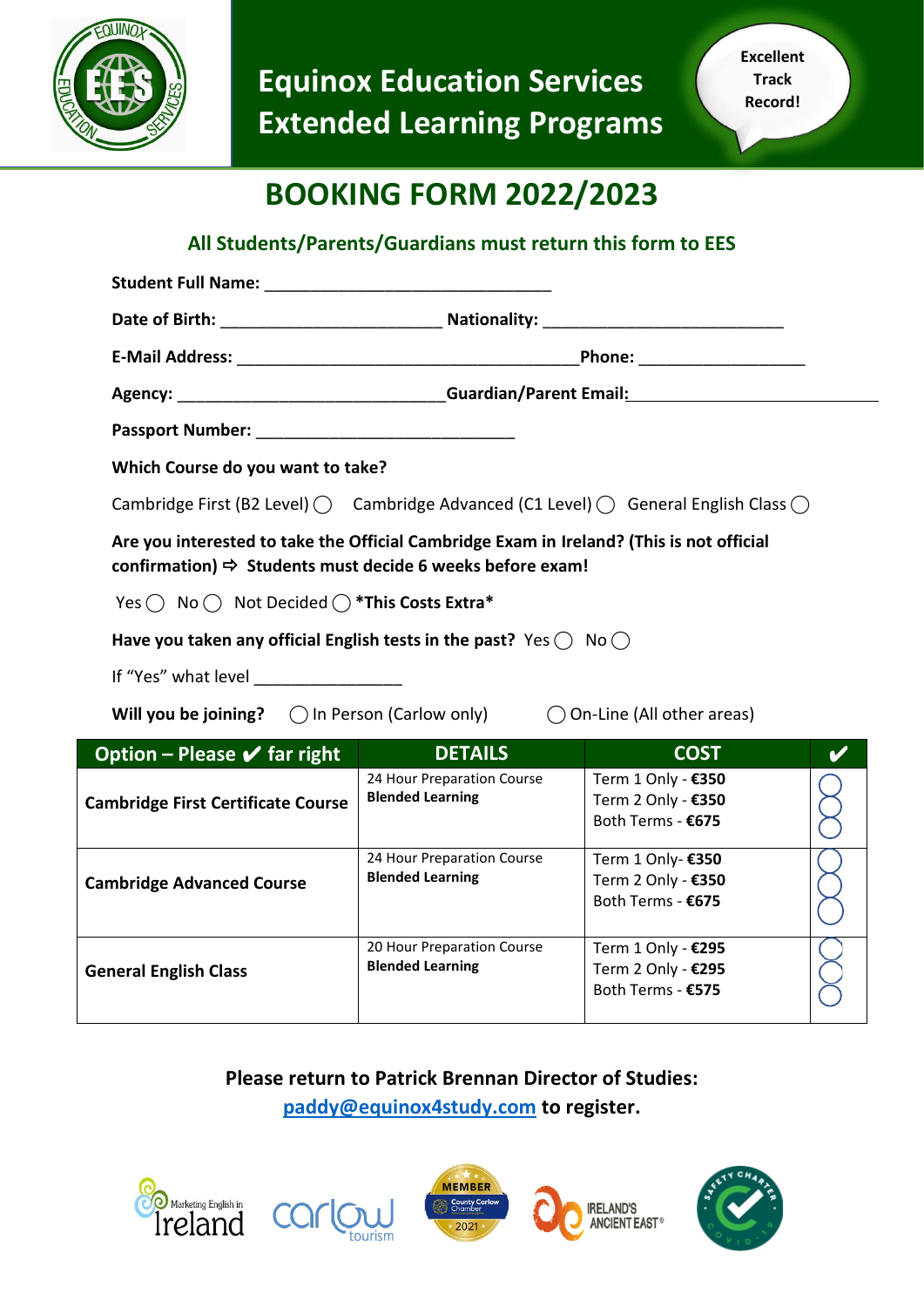# Equinox Education Services Extended Learning Programs

Excellent Track Record!

## BOOKING FORM 2022/2023

**All Students/Parents/Guardians must return this form to EES**

**Student Full Name:** ________________________________

**Date of Birth:** ________________________ **Nationality:** ___________________________

**E-Mail Address:** ______________________________________**Phone:** __________________

**Agency:** ______________________________**Guardian/Parent Email:**______________________________

**Passport Number:** _____________________________

**Which Course do you want to take?**

Cambridge First (B2 Level) ◯ Cambridge Advanced (C1 Level) ◯ General English Class ◯

**Are you interested to take the Official Cambridge Exam in Ireland? (This is not official confirmation) ⇨ Students must decide 6 weeks before exam!**

Yes ◯ No ◯ Not Decided ◯ ***This Costs Extra***

**Have you taken any official English tests in the past?** Yes ◯ No ◯

If "Yes" what level ________________

**Will you be joining?** ◯ In Person (Carlow only) ◯ On-Line (All other areas)

| Option – Please ✔ far right | DETAILS | COST | ✔ |
|---|---|---|---|
| **Cambridge First Certificate Course** | 24 Hour Preparation Course<br>**Blended Learning** | Term 1 Only - **€350**<br>Term 2 Only - **€350**<br>Both Terms - **€675** | ◯<br>◯<br>◯ |
| **Cambridge Advanced Course** | 24 Hour Preparation Course<br>**Blended Learning** | Term 1 Only- **€350**<br>Term 2 Only - **€350**<br>Both Terms - **€675** | ◯<br>◯<br>◯ |
| **General English Class** | 20 Hour Preparation Course<br>**Blended Learning** | Term 1 Only - **€295**<br>Term 2 Only - **€295**<br>Both Terms - **€575** | ◯<br>◯<br>◯ |

**Please return to Patrick Brennan Director of Studies:**
**paddy@equinox4study.com to register.**